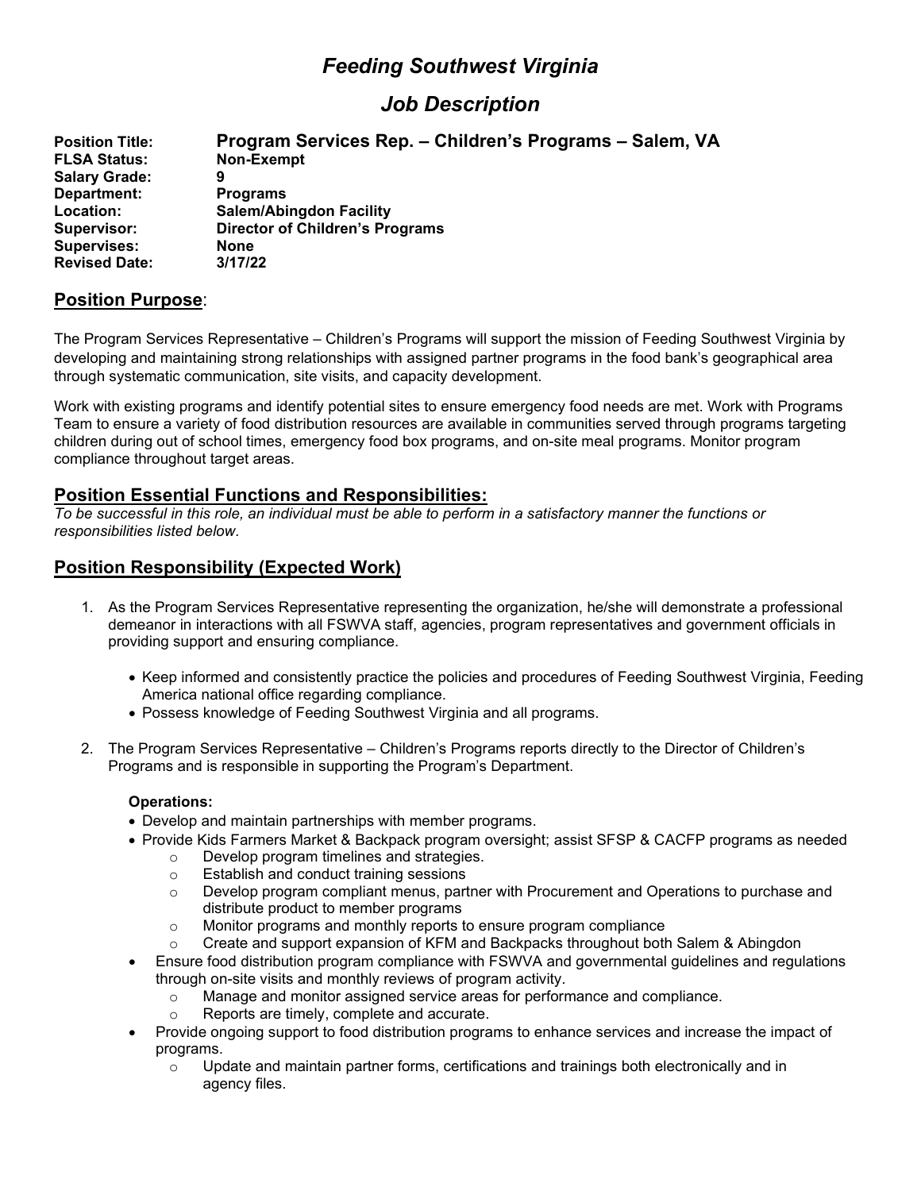# *Feeding Southwest Virginia*

## *Job Description*

| | |
|---|---|
| **Position Title:** | **Program Services Rep. – Children's Programs – Salem, VA** |
| **FLSA Status:** | **Non-Exempt** |
| **Salary Grade:** | **9** |
| **Department:** | **Programs** |
| **Location:** | **Salem/Abingdon Facility** |
| **Supervisor:** | **Director of Children's Programs** |
| **Supervises:** | **None** |
| **Revised Date:** | **3/17/22** |

## Position Purpose:

The Program Services Representative – Children's Programs will support the mission of Feeding Southwest Virginia by developing and maintaining strong relationships with assigned partner programs in the food bank's geographical area through systematic communication, site visits, and capacity development.

Work with existing programs and identify potential sites to ensure emergency food needs are met. Work with Programs Team to ensure a variety of food distribution resources are available in communities served through programs targeting children during out of school times, emergency food box programs, and on-site meal programs. Monitor program compliance throughout target areas.

## Position Essential Functions and Responsibilities:

*To be successful in this role, an individual must be able to perform in a satisfactory manner the functions or responsibilities listed below.*

## Position Responsibility (Expected Work)

1. As the Program Services Representative representing the organization, he/she will demonstrate a professional demeanor in interactions with all FSWVA staff, agencies, program representatives and government officials in providing support and ensuring compliance.
    - Keep informed and consistently practice the policies and procedures of Feeding Southwest Virginia, Feeding America national office regarding compliance.
    - Possess knowledge of Feeding Southwest Virginia and all programs.

2. The Program Services Representative – Children's Programs reports directly to the Director of Children's Programs and is responsible in supporting the Program's Department.

    **Operations:**
    - Develop and maintain partnerships with member programs.
    - Provide Kids Farmers Market & Backpack program oversight; assist SFSP & CACFP programs as needed
        - Develop program timelines and strategies.
        - Establish and conduct training sessions
        - Develop program compliant menus, partner with Procurement and Operations to purchase and distribute product to member programs
        - Monitor programs and monthly reports to ensure program compliance
        - Create and support expansion of KFM and Backpacks throughout both Salem & Abingdon
    - Ensure food distribution program compliance with FSWVA and governmental guidelines and regulations through on-site visits and monthly reviews of program activity.
        - Manage and monitor assigned service areas for performance and compliance.
        - Reports are timely, complete and accurate.
    - Provide ongoing support to food distribution programs to enhance services and increase the impact of programs.
        - Update and maintain partner forms, certifications and trainings both electronically and in agency files.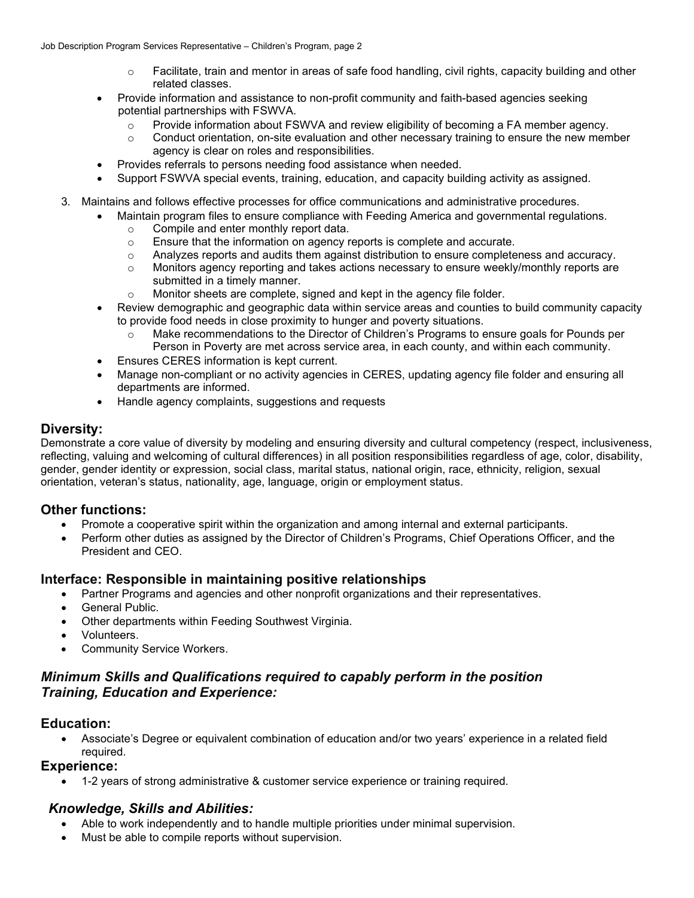- Facilitate, train and mentor in areas of safe food handling, civil rights, capacity building and other related classes.
- Provide information and assistance to non-profit community and faith-based agencies seeking potential partnerships with FSWVA.
    - Provide information about FSWVA and review eligibility of becoming a FA member agency.
    - Conduct orientation, on-site evaluation and other necessary training to ensure the new member agency is clear on roles and responsibilities.
- Provides referrals to persons needing food assistance when needed.
- Support FSWVA special events, training, education, and capacity building activity as assigned.

3. Maintains and follows effective processes for office communications and administrative procedures.
    - Maintain program files to ensure compliance with Feeding America and governmental regulations.
        - Compile and enter monthly report data.
        - Ensure that the information on agency reports is complete and accurate.
        - Analyzes reports and audits them against distribution to ensure completeness and accuracy.
        - Monitors agency reporting and takes actions necessary to ensure weekly/monthly reports are submitted in a timely manner.
        - Monitor sheets are complete, signed and kept in the agency file folder.
    - Review demographic and geographic data within service areas and counties to build community capacity to provide food needs in close proximity to hunger and poverty situations.
        - Make recommendations to the Director of Children's Programs to ensure goals for Pounds per Person in Poverty are met across service area, in each county, and within each community.
    - Ensures CERES information is kept current.
    - Manage non-compliant or no activity agencies in CERES, updating agency file folder and ensuring all departments are informed.
    - Handle agency complaints, suggestions and requests

## Diversity:

Demonstrate a core value of diversity by modeling and ensuring diversity and cultural competency (respect, inclusiveness, reflecting, valuing and welcoming of cultural differences) in all position responsibilities regardless of age, color, disability, gender, gender identity or expression, social class, marital status, national origin, race, ethnicity, religion, sexual orientation, veteran's status, nationality, age, language, origin or employment status.

## Other functions:

- Promote a cooperative spirit within the organization and among internal and external participants.
- Perform other duties as assigned by the Director of Children's Programs, Chief Operations Officer, and the President and CEO.

## Interface: Responsible in maintaining positive relationships

- Partner Programs and agencies and other nonprofit organizations and their representatives.
- General Public.
- Other departments within Feeding Southwest Virginia.
- Volunteers.
- Community Service Workers.

## *Minimum Skills and Qualifications required to capably perform in the position Training, Education and Experience:*

## Education:

- Associate's Degree or equivalent combination of education and/or two years' experience in a related field required.

## Experience:

- 1-2 years of strong administrative & customer service experience or training required.

## *Knowledge, Skills and Abilities:*

- Able to work independently and to handle multiple priorities under minimal supervision.
- Must be able to compile reports without supervision.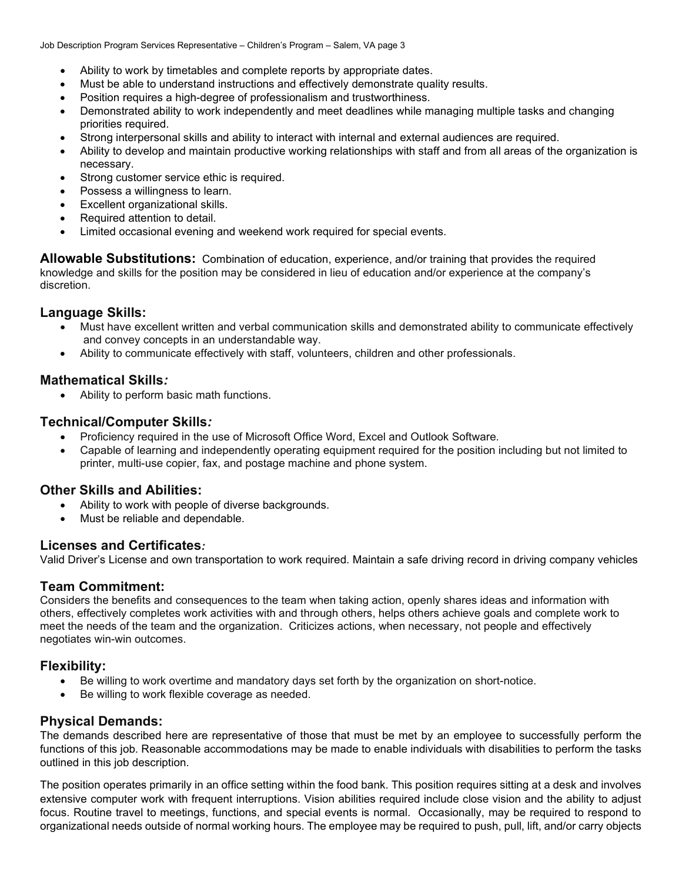- Ability to work by timetables and complete reports by appropriate dates.
- Must be able to understand instructions and effectively demonstrate quality results.
- Position requires a high-degree of professionalism and trustworthiness.
- Demonstrated ability to work independently and meet deadlines while managing multiple tasks and changing priorities required.
- Strong interpersonal skills and ability to interact with internal and external audiences are required.
- Ability to develop and maintain productive working relationships with staff and from all areas of the organization is necessary.
- Strong customer service ethic is required.
- Possess a willingness to learn.
- Excellent organizational skills.
- Required attention to detail.
- Limited occasional evening and weekend work required for special events.

**Allowable Substitutions:** Combination of education, experience, and/or training that provides the required knowledge and skills for the position may be considered in lieu of education and/or experience at the company's discretion.

## Language Skills:

- Must have excellent written and verbal communication skills and demonstrated ability to communicate effectively and convey concepts in an understandable way.
- Ability to communicate effectively with staff, volunteers, children and other professionals.

## Mathematical Skills*:*

- Ability to perform basic math functions.

## Technical/Computer Skills*:*

- Proficiency required in the use of Microsoft Office Word, Excel and Outlook Software.
- Capable of learning and independently operating equipment required for the position including but not limited to printer, multi-use copier, fax, and postage machine and phone system.

## Other Skills and Abilities:

- Ability to work with people of diverse backgrounds.
- Must be reliable and dependable.

## Licenses and Certificates*:*

Valid Driver's License and own transportation to work required. Maintain a safe driving record in driving company vehicles

## Team Commitment:

Considers the benefits and consequences to the team when taking action, openly shares ideas and information with others, effectively completes work activities with and through others, helps others achieve goals and complete work to meet the needs of the team and the organization. Criticizes actions, when necessary, not people and effectively negotiates win-win outcomes.

## Flexibility:

- Be willing to work overtime and mandatory days set forth by the organization on short-notice.
- Be willing to work flexible coverage as needed.

## Physical Demands:

The demands described here are representative of those that must be met by an employee to successfully perform the functions of this job. Reasonable accommodations may be made to enable individuals with disabilities to perform the tasks outlined in this job description.

The position operates primarily in an office setting within the food bank. This position requires sitting at a desk and involves extensive computer work with frequent interruptions. Vision abilities required include close vision and the ability to adjust focus. Routine travel to meetings, functions, and special events is normal. Occasionally, may be required to respond to organizational needs outside of normal working hours. The employee may be required to push, pull, lift, and/or carry objects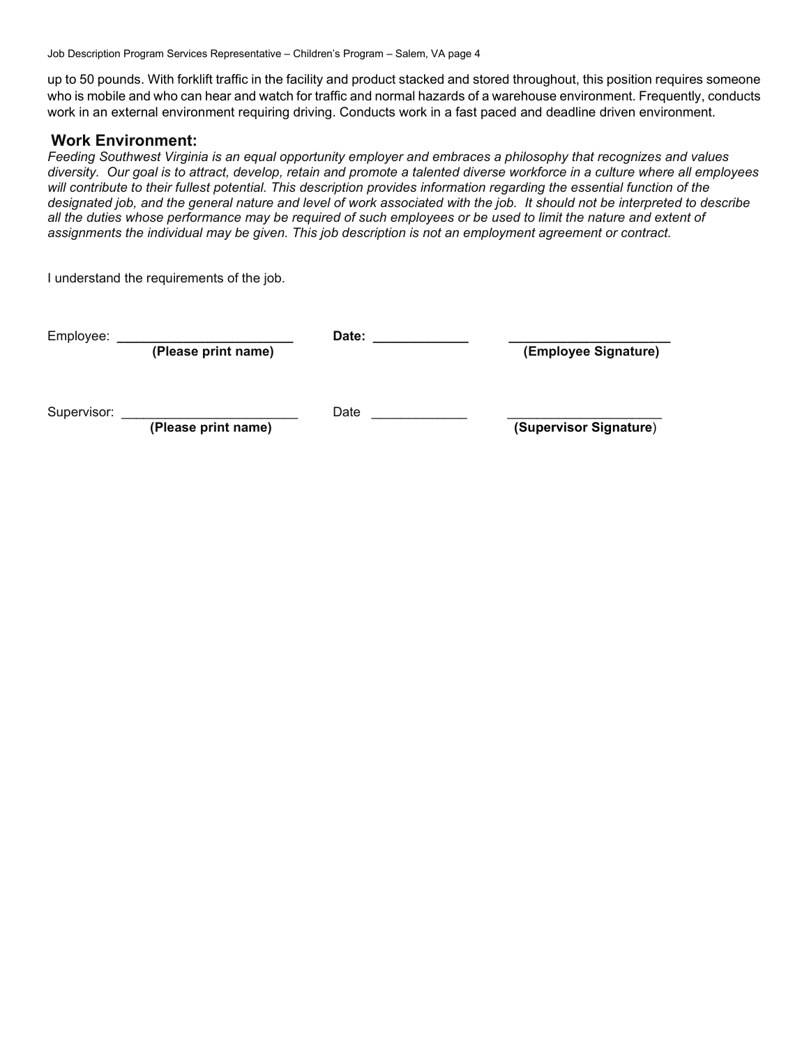up to 50 pounds. With forklift traffic in the facility and product stacked and stored throughout, this position requires someone who is mobile and who can hear and watch for traffic and normal hazards of a warehouse environment. Frequently, conducts work in an external environment requiring driving. Conducts work in a fast paced and deadline driven environment.

## Work Environment:

*Feeding Southwest Virginia is an equal opportunity employer and embraces a philosophy that recognizes and values diversity. Our goal is to attract, develop, retain and promote a talented diverse workforce in a culture where all employees will contribute to their fullest potential. This description provides information regarding the essential function of the designated job, and the general nature and level of work associated with the job. It should not be interpreted to describe all the duties whose performance may be required of such employees or be used to limit the nature and extent of assignments the individual may be given. This job description is not an employment agreement or contract.*

I understand the requirements of the job.

Employee: ________________________ **Date:** _____________ ______________________
**(Please print name)** **(Employee Signature)**

Supervisor: ________________________ Date _____________ ____________________
**(Please print name)** **(Supervisor Signature**)